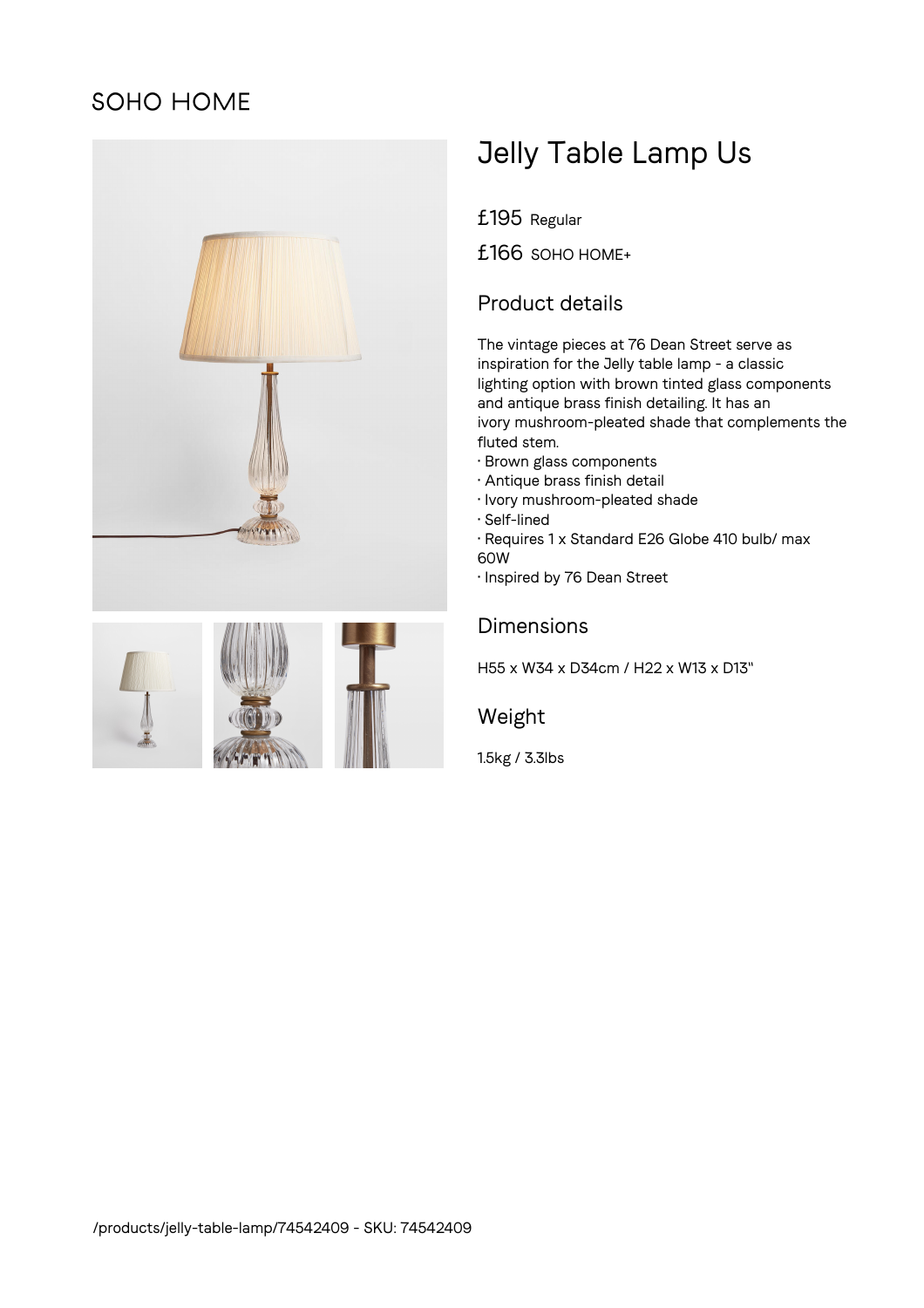SOHO HOME

# Jelly Table Lamp Us

£195 Regular

£166 SOHO HOME+

## Product details

The vintage pieces at 76 Dean Street serve as inspiration for the Jelly table lamp - a classic lighting option with brown tinted glass components and antique brass finish detailing. It has an ivory mushroom-pleated shade that complements the fluted stem.

- Brown glass components
- Antique brass finish detail
- Ivory mushroom-pleated shade
- Self-lined
- Requires 1 x Standard E26 Globe 410 bulb/ max 60W
- Inspired by 76 Dean Street

## Dimensions

H55 x W34 x D34cm / H22 x W13 x D13"

## Weight

1.5kg / 3.3lbs

/products/jelly-table-lamp/74542409 - SKU: 74542409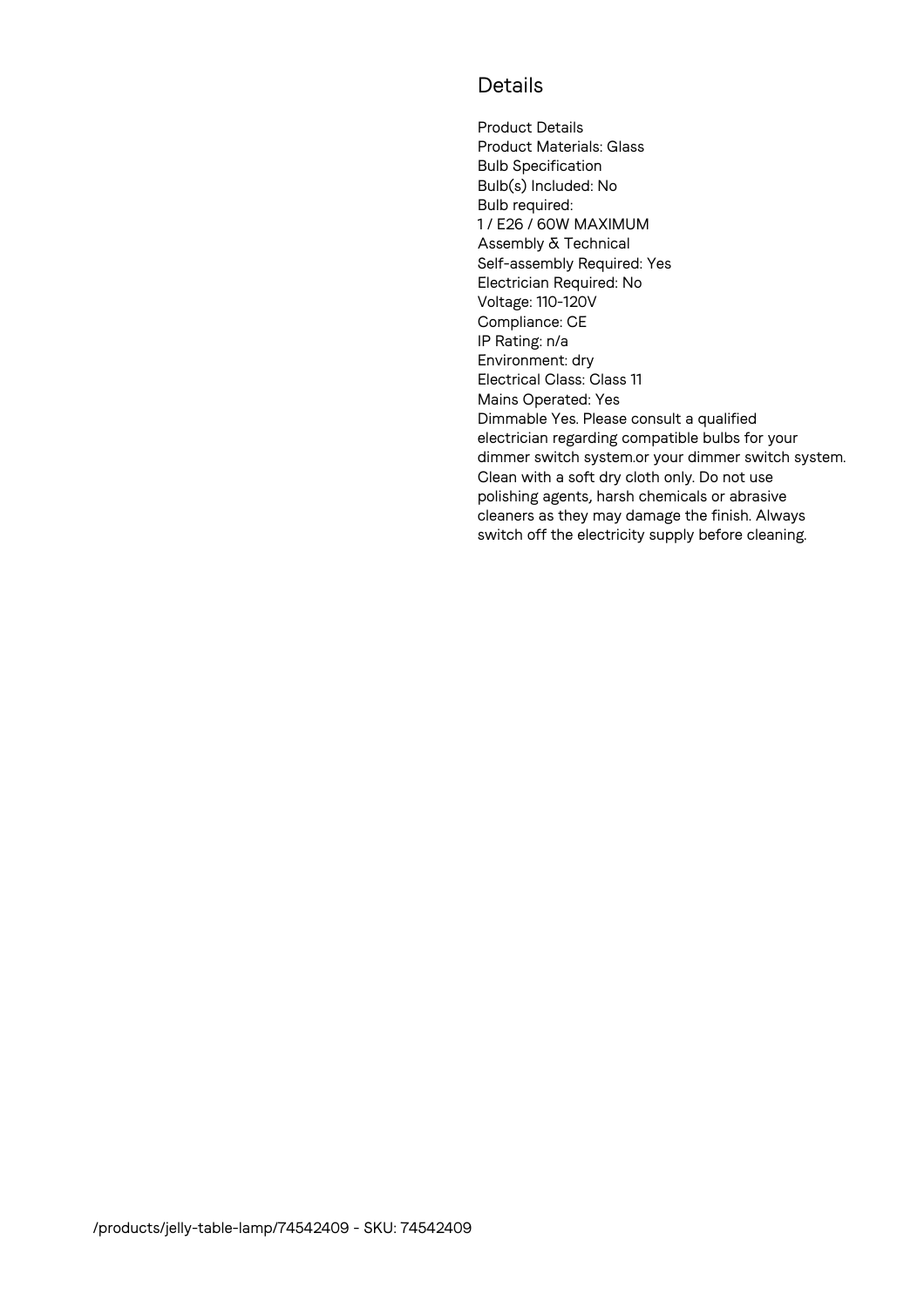## Details

Product Details
Product Materials: Glass
Bulb Specification
Bulb(s) Included: No
Bulb required:
1 / E26 / 60W MAXIMUM
Assembly & Technical
Self-assembly Required: Yes
Electrician Required: No
Voltage: 110-120V
Compliance: CE
IP Rating: n/a
Environment: dry
Electrical Class: Class 11
Mains Operated: Yes
Dimmable Yes. Please consult a qualified electrician regarding compatible bulbs for your dimmer switch system.or your dimmer switch system.
Clean with a soft dry cloth only. Do not use polishing agents, harsh chemicals or abrasive cleaners as they may damage the finish. Always switch off the electricity supply before cleaning.

/products/jelly-table-lamp/74542409 - SKU: 74542409